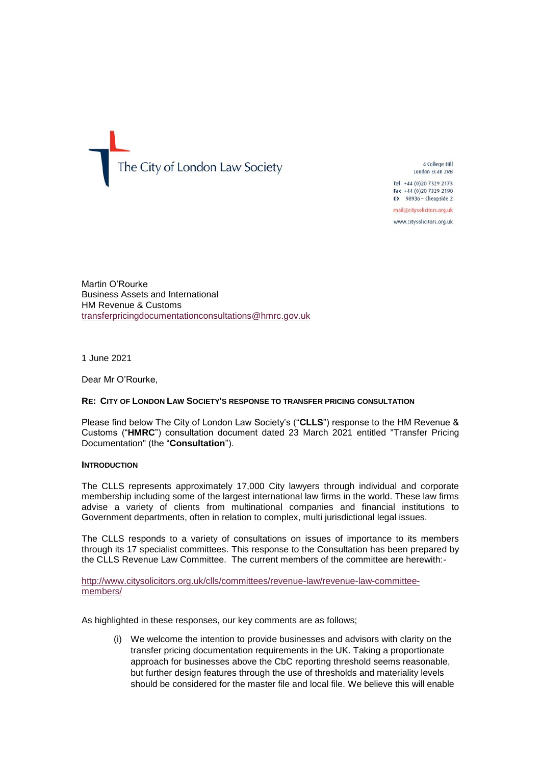The City of London Law Society

4 College Hill
London EC4R 2RB

Tel +44 (0)20 7329 2173
Fax +44 (0)20 7329 2190
DX 98936 – Cheapside 2

mail@citysolicitors.org.uk

www.citysolicitors.org.uk

Martin O'Rourke
Business Assets and International
HM Revenue & Customs
transferpricingdocumentationconsultations@hmrc.gov.uk

1 June 2021

Dear Mr O'Rourke,

**RE: CITY OF LONDON LAW SOCIETY'S RESPONSE TO TRANSFER PRICING CONSULTATION**

Please find below The City of London Law Society's ("**CLLS**") response to the HM Revenue & Customs ("**HMRC**") consultation document dated 23 March 2021 entitled "Transfer Pricing Documentation" (the "**Consultation**").

**INTRODUCTION**

The CLLS represents approximately 17,000 City lawyers through individual and corporate membership including some of the largest international law firms in the world. These law firms advise a variety of clients from multinational companies and financial institutions to Government departments, often in relation to complex, multi jurisdictional legal issues.

The CLLS responds to a variety of consultations on issues of importance to its members through its 17 specialist committees. This response to the Consultation has been prepared by the CLLS Revenue Law Committee. The current members of the committee are herewith:-

http://www.citysolicitors.org.uk/clls/committees/revenue-law/revenue-law-committee-members/

As highlighted in these responses, our key comments are as follows;

(i) We welcome the intention to provide businesses and advisors with clarity on the transfer pricing documentation requirements in the UK. Taking a proportionate approach for businesses above the CbC reporting threshold seems reasonable, but further design features through the use of thresholds and materiality levels should be considered for the master file and local file. We believe this will enable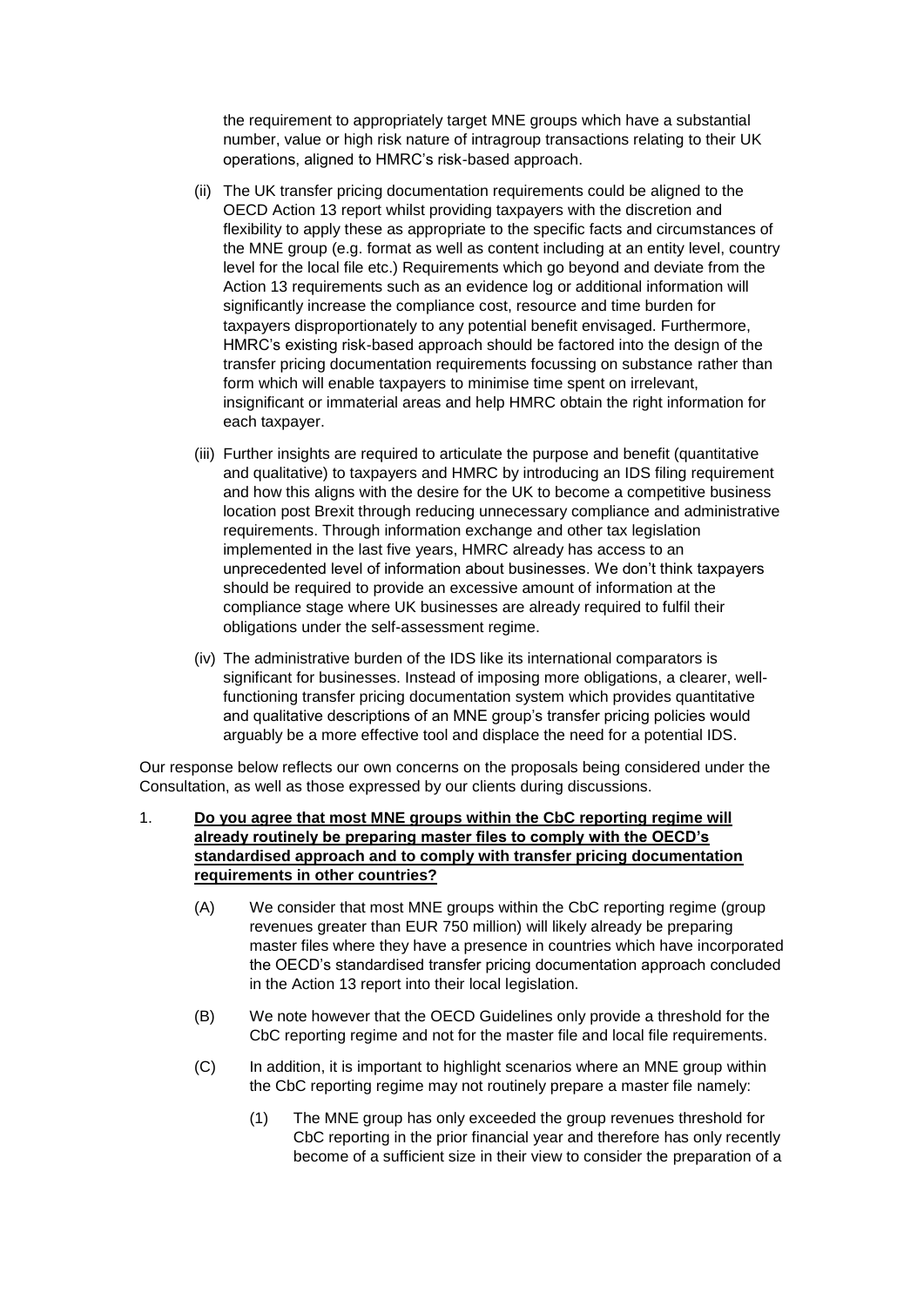the requirement to appropriately target MNE groups which have a substantial number, value or high risk nature of intragroup transactions relating to their UK operations, aligned to HMRC's risk-based approach.

(ii) The UK transfer pricing documentation requirements could be aligned to the OECD Action 13 report whilst providing taxpayers with the discretion and flexibility to apply these as appropriate to the specific facts and circumstances of the MNE group (e.g. format as well as content including at an entity level, country level for the local file etc.) Requirements which go beyond and deviate from the Action 13 requirements such as an evidence log or additional information will significantly increase the compliance cost, resource and time burden for taxpayers disproportionately to any potential benefit envisaged. Furthermore, HMRC's existing risk-based approach should be factored into the design of the transfer pricing documentation requirements focussing on substance rather than form which will enable taxpayers to minimise time spent on irrelevant, insignificant or immaterial areas and help HMRC obtain the right information for each taxpayer.

(iii) Further insights are required to articulate the purpose and benefit (quantitative and qualitative) to taxpayers and HMRC by introducing an IDS filing requirement and how this aligns with the desire for the UK to become a competitive business location post Brexit through reducing unnecessary compliance and administrative requirements. Through information exchange and other tax legislation implemented in the last five years, HMRC already has access to an unprecedented level of information about businesses. We don't think taxpayers should be required to provide an excessive amount of information at the compliance stage where UK businesses are already required to fulfil their obligations under the self-assessment regime.

(iv) The administrative burden of the IDS like its international comparators is significant for businesses. Instead of imposing more obligations, a clearer, well-functioning transfer pricing documentation system which provides quantitative and qualitative descriptions of an MNE group's transfer pricing policies would arguably be a more effective tool and displace the need for a potential IDS.

Our response below reflects our own concerns on the proposals being considered under the Consultation, as well as those expressed by our clients during discussions.

1. **<u>Do you agree that most MNE groups within the CbC reporting regime will already routinely be preparing master files to comply with the OECD's standardised approach and to comply with transfer pricing documentation requirements in other countries?</u>**

   (A) We consider that most MNE groups within the CbC reporting regime (group revenues greater than EUR 750 million) will likely already be preparing master files where they have a presence in countries which have incorporated the OECD's standardised transfer pricing documentation approach concluded in the Action 13 report into their local legislation.

   (B) We note however that the OECD Guidelines only provide a threshold for the CbC reporting regime and not for the master file and local file requirements.

   (C) In addition, it is important to highlight scenarios where an MNE group within the CbC reporting regime may not routinely prepare a master file namely:

   (1) The MNE group has only exceeded the group revenues threshold for CbC reporting in the prior financial year and therefore has only recently become of a sufficient size in their view to consider the preparation of a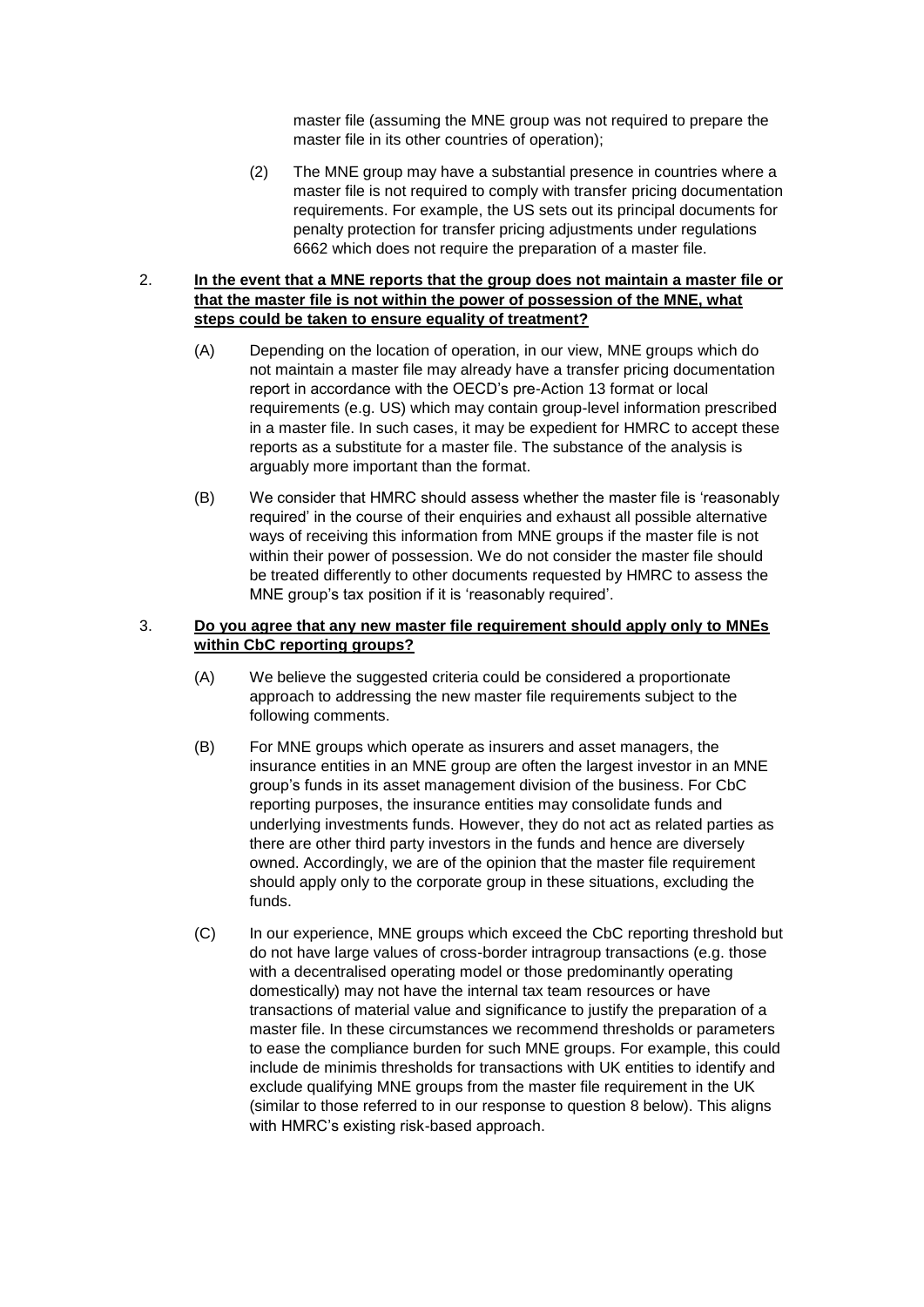master file (assuming the MNE group was not required to prepare the master file in its other countries of operation);

(2) The MNE group may have a substantial presence in countries where a master file is not required to comply with transfer pricing documentation requirements. For example, the US sets out its principal documents for penalty protection for transfer pricing adjustments under regulations 6662 which does not require the preparation of a master file.

2. **<u>In the event that a MNE reports that the group does not maintain a master file or that the master file is not within the power of possession of the MNE, what steps could be taken to ensure equality of treatment?</u>**

(A) Depending on the location of operation, in our view, MNE groups which do not maintain a master file may already have a transfer pricing documentation report in accordance with the OECD's pre-Action 13 format or local requirements (e.g. US) which may contain group-level information prescribed in a master file. In such cases, it may be expedient for HMRC to accept these reports as a substitute for a master file. The substance of the analysis is arguably more important than the format.

(B) We consider that HMRC should assess whether the master file is 'reasonably required' in the course of their enquiries and exhaust all possible alternative ways of receiving this information from MNE groups if the master file is not within their power of possession. We do not consider the master file should be treated differently to other documents requested by HMRC to assess the MNE group's tax position if it is 'reasonably required'.

3. **<u>Do you agree that any new master file requirement should apply only to MNEs within CbC reporting groups?</u>**

(A) We believe the suggested criteria could be considered a proportionate approach to addressing the new master file requirements subject to the following comments.

(B) For MNE groups which operate as insurers and asset managers, the insurance entities in an MNE group are often the largest investor in an MNE group's funds in its asset management division of the business. For CbC reporting purposes, the insurance entities may consolidate funds and underlying investments funds. However, they do not act as related parties as there are other third party investors in the funds and hence are diversely owned. Accordingly, we are of the opinion that the master file requirement should apply only to the corporate group in these situations, excluding the funds.

(C) In our experience, MNE groups which exceed the CbC reporting threshold but do not have large values of cross-border intragroup transactions (e.g. those with a decentralised operating model or those predominantly operating domestically) may not have the internal tax team resources or have transactions of material value and significance to justify the preparation of a master file. In these circumstances we recommend thresholds or parameters to ease the compliance burden for such MNE groups. For example, this could include de minimis thresholds for transactions with UK entities to identify and exclude qualifying MNE groups from the master file requirement in the UK (similar to those referred to in our response to question 8 below). This aligns with HMRC's existing risk-based approach.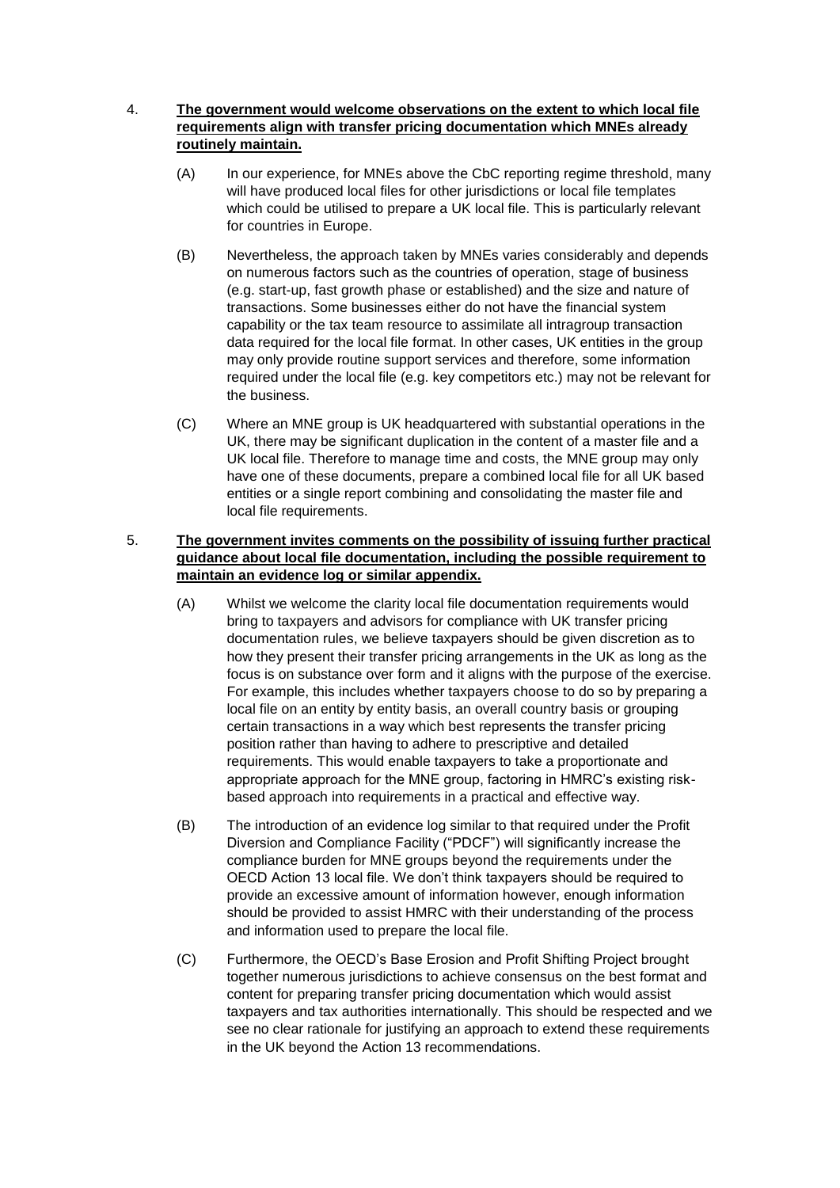4. **<u>The government would welcome observations on the extent to which local file requirements align with transfer pricing documentation which MNEs already routinely maintain.</u>**

   (A) In our experience, for MNEs above the CbC reporting regime threshold, many will have produced local files for other jurisdictions or local file templates which could be utilised to prepare a UK local file. This is particularly relevant for countries in Europe.

   (B) Nevertheless, the approach taken by MNEs varies considerably and depends on numerous factors such as the countries of operation, stage of business (e.g. start-up, fast growth phase or established) and the size and nature of transactions. Some businesses either do not have the financial system capability or the tax team resource to assimilate all intragroup transaction data required for the local file format. In other cases, UK entities in the group may only provide routine support services and therefore, some information required under the local file (e.g. key competitors etc.) may not be relevant for the business.

   (C) Where an MNE group is UK headquartered with substantial operations in the UK, there may be significant duplication in the content of a master file and a UK local file. Therefore to manage time and costs, the MNE group may only have one of these documents, prepare a combined local file for all UK based entities or a single report combining and consolidating the master file and local file requirements.

5. **<u>The government invites comments on the possibility of issuing further practical guidance about local file documentation, including the possible requirement to maintain an evidence log or similar appendix.</u>**

   (A) Whilst we welcome the clarity local file documentation requirements would bring to taxpayers and advisors for compliance with UK transfer pricing documentation rules, we believe taxpayers should be given discretion as to how they present their transfer pricing arrangements in the UK as long as the focus is on substance over form and it aligns with the purpose of the exercise. For example, this includes whether taxpayers choose to do so by preparing a local file on an entity by entity basis, an overall country basis or grouping certain transactions in a way which best represents the transfer pricing position rather than having to adhere to prescriptive and detailed requirements. This would enable taxpayers to take a proportionate and appropriate approach for the MNE group, factoring in HMRC's existing risk-based approach into requirements in a practical and effective way.

   (B) The introduction of an evidence log similar to that required under the Profit Diversion and Compliance Facility ("PDCF") will significantly increase the compliance burden for MNE groups beyond the requirements under the OECD Action 13 local file. We don't think taxpayers should be required to provide an excessive amount of information however, enough information should be provided to assist HMRC with their understanding of the process and information used to prepare the local file.

   (C) Furthermore, the OECD's Base Erosion and Profit Shifting Project brought together numerous jurisdictions to achieve consensus on the best format and content for preparing transfer pricing documentation which would assist taxpayers and tax authorities internationally. This should be respected and we see no clear rationale for justifying an approach to extend these requirements in the UK beyond the Action 13 recommendations.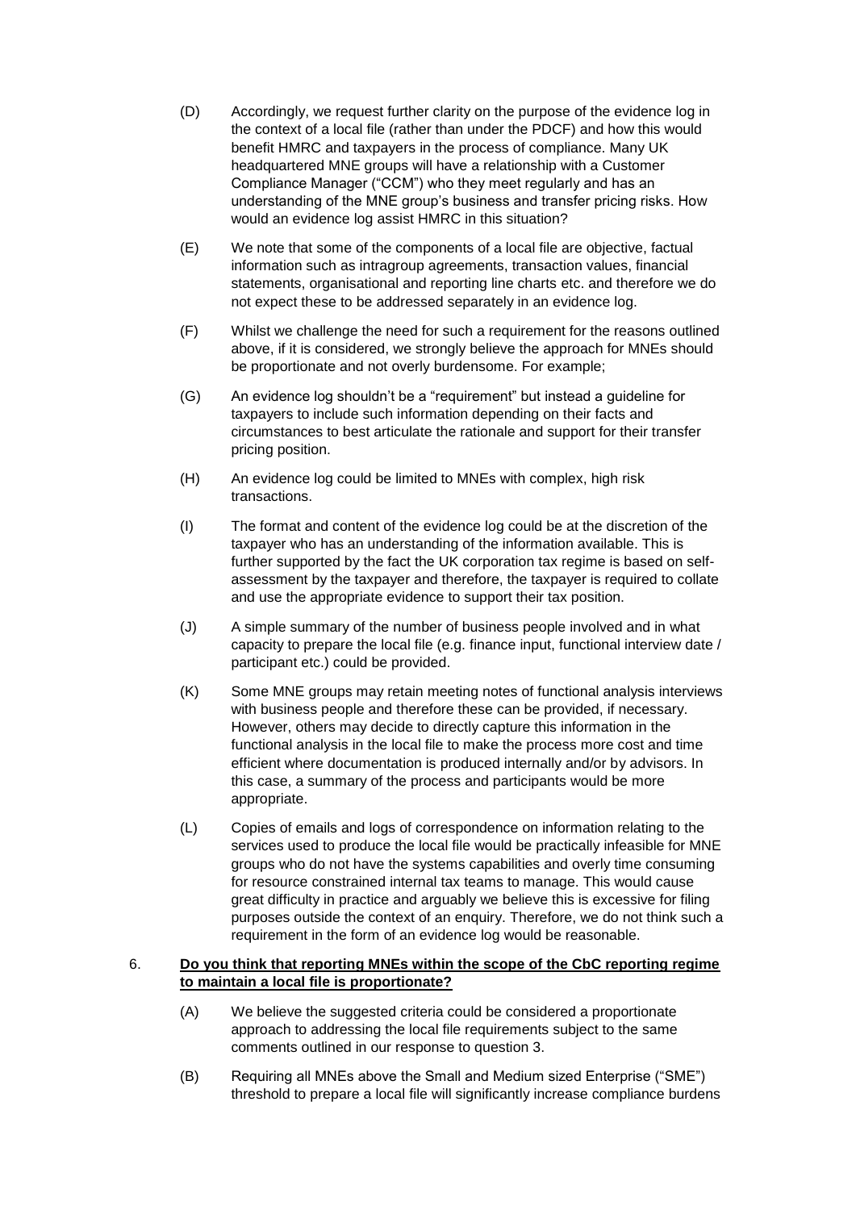(D) Accordingly, we request further clarity on the purpose of the evidence log in the context of a local file (rather than under the PDCF) and how this would benefit HMRC and taxpayers in the process of compliance. Many UK headquartered MNE groups will have a relationship with a Customer Compliance Manager ("CCM") who they meet regularly and has an understanding of the MNE group's business and transfer pricing risks. How would an evidence log assist HMRC in this situation?

(E) We note that some of the components of a local file are objective, factual information such as intragroup agreements, transaction values, financial statements, organisational and reporting line charts etc. and therefore we do not expect these to be addressed separately in an evidence log.

(F) Whilst we challenge the need for such a requirement for the reasons outlined above, if it is considered, we strongly believe the approach for MNEs should be proportionate and not overly burdensome. For example;

(G) An evidence log shouldn't be a "requirement" but instead a guideline for taxpayers to include such information depending on their facts and circumstances to best articulate the rationale and support for their transfer pricing position.

(H) An evidence log could be limited to MNEs with complex, high risk transactions.

(I) The format and content of the evidence log could be at the discretion of the taxpayer who has an understanding of the information available. This is further supported by the fact the UK corporation tax regime is based on self-assessment by the taxpayer and therefore, the taxpayer is required to collate and use the appropriate evidence to support their tax position.

(J) A simple summary of the number of business people involved and in what capacity to prepare the local file (e.g. finance input, functional interview date / participant etc.) could be provided.

(K) Some MNE groups may retain meeting notes of functional analysis interviews with business people and therefore these can be provided, if necessary. However, others may decide to directly capture this information in the functional analysis in the local file to make the process more cost and time efficient where documentation is produced internally and/or by advisors. In this case, a summary of the process and participants would be more appropriate.

(L) Copies of emails and logs of correspondence on information relating to the services used to produce the local file would be practically infeasible for MNE groups who do not have the systems capabilities and overly time consuming for resource constrained internal tax teams to manage. This would cause great difficulty in practice and arguably we believe this is excessive for filing purposes outside the context of an enquiry. Therefore, we do not think such a requirement in the form of an evidence log would be reasonable.

6. **<u>Do you think that reporting MNEs within the scope of the CbC reporting regime to maintain a local file is proportionate?</u>**

(A) We believe the suggested criteria could be considered a proportionate approach to addressing the local file requirements subject to the same comments outlined in our response to question 3.

(B) Requiring all MNEs above the Small and Medium sized Enterprise ("SME") threshold to prepare a local file will significantly increase compliance burdens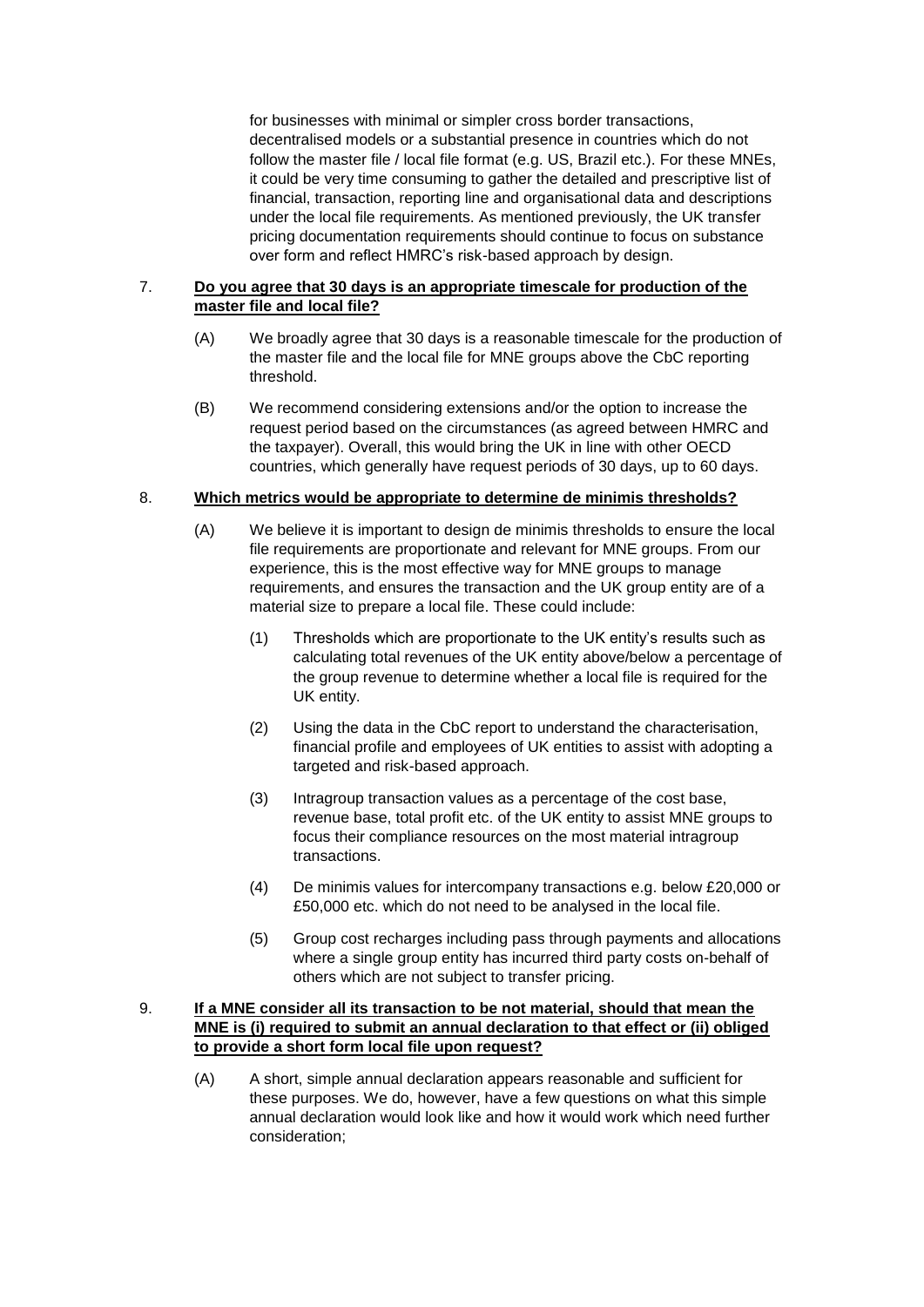for businesses with minimal or simpler cross border transactions, decentralised models or a substantial presence in countries which do not follow the master file / local file format (e.g. US, Brazil etc.). For these MNEs, it could be very time consuming to gather the detailed and prescriptive list of financial, transaction, reporting line and organisational data and descriptions under the local file requirements. As mentioned previously, the UK transfer pricing documentation requirements should continue to focus on substance over form and reflect HMRC's risk-based approach by design.

7. **Do you agree that 30 days is an appropriate timescale for production of the master file and local file?**

   (A) We broadly agree that 30 days is a reasonable timescale for the production of the master file and the local file for MNE groups above the CbC reporting threshold.

   (B) We recommend considering extensions and/or the option to increase the request period based on the circumstances (as agreed between HMRC and the taxpayer). Overall, this would bring the UK in line with other OECD countries, which generally have request periods of 30 days, up to 60 days.

8. **Which metrics would be appropriate to determine de minimis thresholds?**

   (A) We believe it is important to design de minimis thresholds to ensure the local file requirements are proportionate and relevant for MNE groups. From our experience, this is the most effective way for MNE groups to manage requirements, and ensures the transaction and the UK group entity are of a material size to prepare a local file. These could include:

      (1) Thresholds which are proportionate to the UK entity's results such as calculating total revenues of the UK entity above/below a percentage of the group revenue to determine whether a local file is required for the UK entity.

      (2) Using the data in the CbC report to understand the characterisation, financial profile and employees of UK entities to assist with adopting a targeted and risk-based approach.

      (3) Intragroup transaction values as a percentage of the cost base, revenue base, total profit etc. of the UK entity to assist MNE groups to focus their compliance resources on the most material intragroup transactions.

      (4) De minimis values for intercompany transactions e.g. below £20,000 or £50,000 etc. which do not need to be analysed in the local file.

      (5) Group cost recharges including pass through payments and allocations where a single group entity has incurred third party costs on-behalf of others which are not subject to transfer pricing.

9. **If a MNE consider all its transaction to be not material, should that mean the MNE is (i) required to submit an annual declaration to that effect or (ii) obliged to provide a short form local file upon request?**

   (A) A short, simple annual declaration appears reasonable and sufficient for these purposes. We do, however, have a few questions on what this simple annual declaration would look like and how it would work which need further consideration;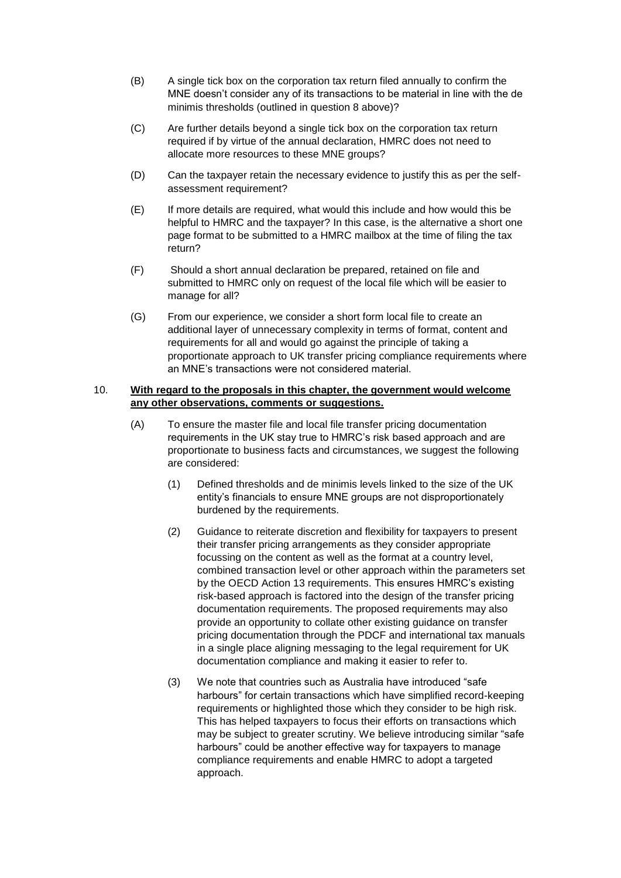(B) A single tick box on the corporation tax return filed annually to confirm the MNE doesn't consider any of its transactions to be material in line with the de minimis thresholds (outlined in question 8 above)?

(C) Are further details beyond a single tick box on the corporation tax return required if by virtue of the annual declaration, HMRC does not need to allocate more resources to these MNE groups?

(D) Can the taxpayer retain the necessary evidence to justify this as per the self-assessment requirement?

(E) If more details are required, what would this include and how would this be helpful to HMRC and the taxpayer? In this case, is the alternative a short one page format to be submitted to a HMRC mailbox at the time of filing the tax return?

(F) Should a short annual declaration be prepared, retained on file and submitted to HMRC only on request of the local file which will be easier to manage for all?

(G) From our experience, we consider a short form local file to create an additional layer of unnecessary complexity in terms of format, content and requirements for all and would go against the principle of taking a proportionate approach to UK transfer pricing compliance requirements where an MNE's transactions were not considered material.

10. **<u>With regard to the proposals in this chapter, the government would welcome any other observations, comments or suggestions.</u>**

(A) To ensure the master file and local file transfer pricing documentation requirements in the UK stay true to HMRC's risk based approach and are proportionate to business facts and circumstances, we suggest the following are considered:

(1) Defined thresholds and de minimis levels linked to the size of the UK entity's financials to ensure MNE groups are not disproportionately burdened by the requirements.

(2) Guidance to reiterate discretion and flexibility for taxpayers to present their transfer pricing arrangements as they consider appropriate focussing on the content as well as the format at a country level, combined transaction level or other approach within the parameters set by the OECD Action 13 requirements. This ensures HMRC's existing risk-based approach is factored into the design of the transfer pricing documentation requirements. The proposed requirements may also provide an opportunity to collate other existing guidance on transfer pricing documentation through the PDCF and international tax manuals in a single place aligning messaging to the legal requirement for UK documentation compliance and making it easier to refer to.

(3) We note that countries such as Australia have introduced "safe harbours" for certain transactions which have simplified record-keeping requirements or highlighted those which they consider to be high risk. This has helped taxpayers to focus their efforts on transactions which may be subject to greater scrutiny. We believe introducing similar "safe harbours" could be another effective way for taxpayers to manage compliance requirements and enable HMRC to adopt a targeted approach.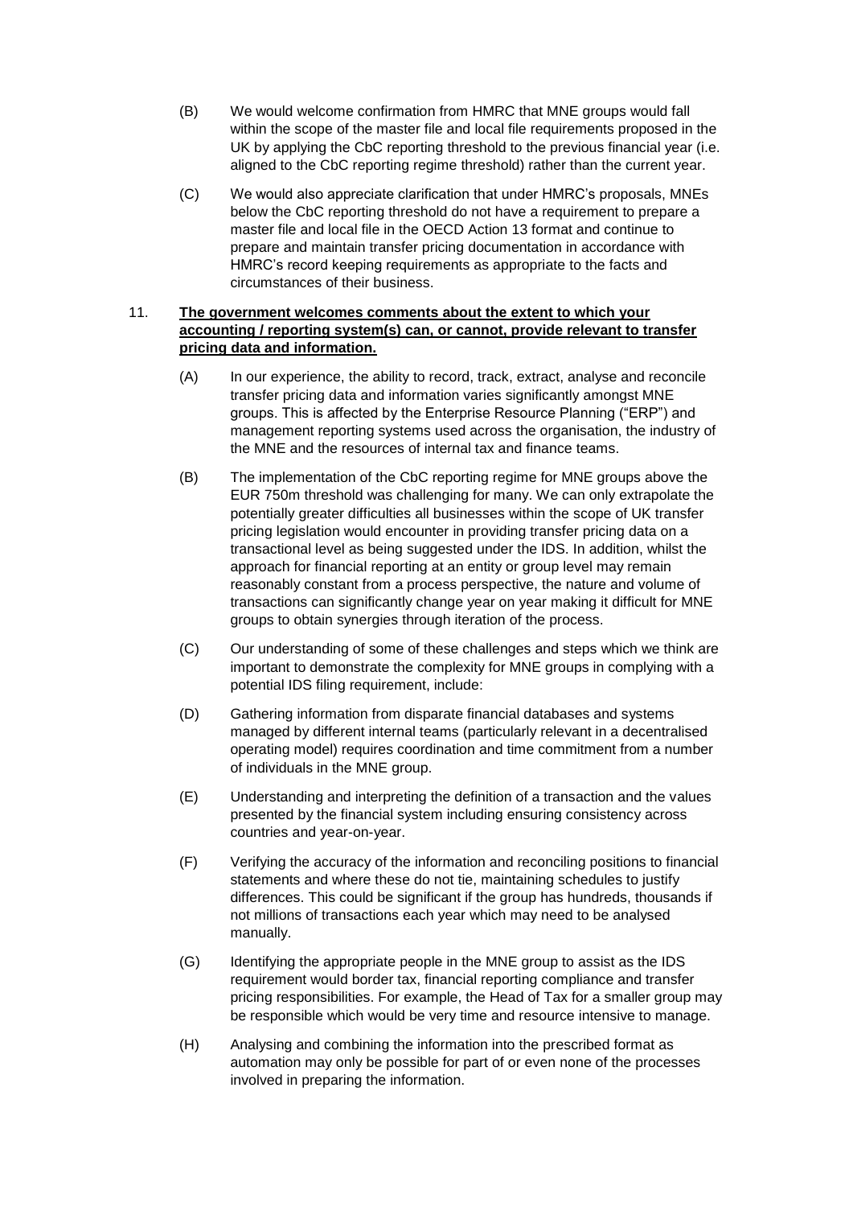(B) We would welcome confirmation from HMRC that MNE groups would fall within the scope of the master file and local file requirements proposed in the UK by applying the CbC reporting threshold to the previous financial year (i.e. aligned to the CbC reporting regime threshold) rather than the current year.

(C) We would also appreciate clarification that under HMRC's proposals, MNEs below the CbC reporting threshold do not have a requirement to prepare a master file and local file in the OECD Action 13 format and continue to prepare and maintain transfer pricing documentation in accordance with HMRC's record keeping requirements as appropriate to the facts and circumstances of their business.

11. **<u>The government welcomes comments about the extent to which your accounting / reporting system(s) can, or cannot, provide relevant to transfer pricing data and information.</u>**

(A) In our experience, the ability to record, track, extract, analyse and reconcile transfer pricing data and information varies significantly amongst MNE groups. This is affected by the Enterprise Resource Planning ("ERP") and management reporting systems used across the organisation, the industry of the MNE and the resources of internal tax and finance teams.

(B) The implementation of the CbC reporting regime for MNE groups above the EUR 750m threshold was challenging for many. We can only extrapolate the potentially greater difficulties all businesses within the scope of UK transfer pricing legislation would encounter in providing transfer pricing data on a transactional level as being suggested under the IDS. In addition, whilst the approach for financial reporting at an entity or group level may remain reasonably constant from a process perspective, the nature and volume of transactions can significantly change year on year making it difficult for MNE groups to obtain synergies through iteration of the process.

(C) Our understanding of some of these challenges and steps which we think are important to demonstrate the complexity for MNE groups in complying with a potential IDS filing requirement, include:

(D) Gathering information from disparate financial databases and systems managed by different internal teams (particularly relevant in a decentralised operating model) requires coordination and time commitment from a number of individuals in the MNE group.

(E) Understanding and interpreting the definition of a transaction and the values presented by the financial system including ensuring consistency across countries and year-on-year.

(F) Verifying the accuracy of the information and reconciling positions to financial statements and where these do not tie, maintaining schedules to justify differences. This could be significant if the group has hundreds, thousands if not millions of transactions each year which may need to be analysed manually.

(G) Identifying the appropriate people in the MNE group to assist as the IDS requirement would border tax, financial reporting compliance and transfer pricing responsibilities. For example, the Head of Tax for a smaller group may be responsible which would be very time and resource intensive to manage.

(H) Analysing and combining the information into the prescribed format as automation may only be possible for part of or even none of the processes involved in preparing the information.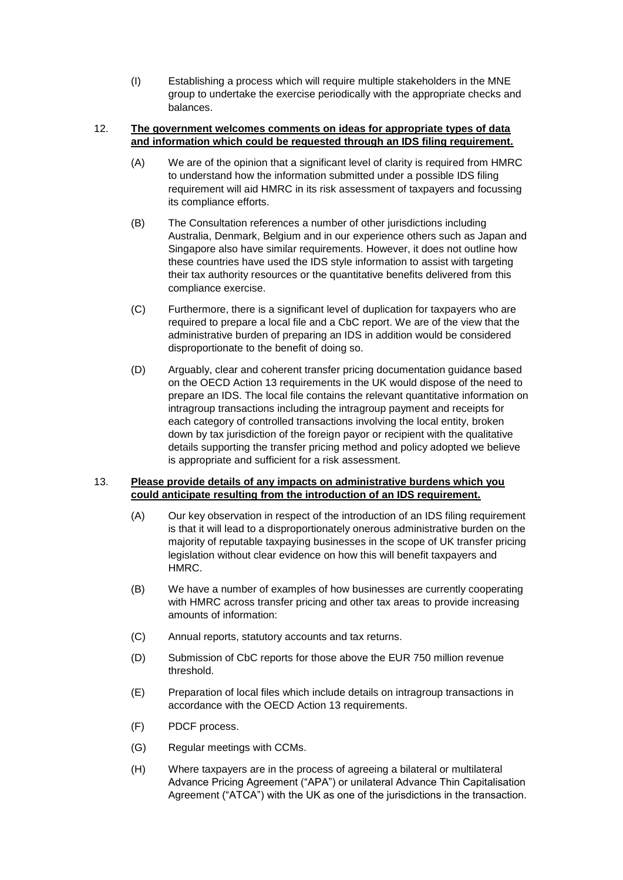(I) Establishing a process which will require multiple stakeholders in the MNE group to undertake the exercise periodically with the appropriate checks and balances.

12. **<u>The government welcomes comments on ideas for appropriate types of data and information which could be requested through an IDS filing requirement.</u>**

(A) We are of the opinion that a significant level of clarity is required from HMRC to understand how the information submitted under a possible IDS filing requirement will aid HMRC in its risk assessment of taxpayers and focussing its compliance efforts.

(B) The Consultation references a number of other jurisdictions including Australia, Denmark, Belgium and in our experience others such as Japan and Singapore also have similar requirements. However, it does not outline how these countries have used the IDS style information to assist with targeting their tax authority resources or the quantitative benefits delivered from this compliance exercise.

(C) Furthermore, there is a significant level of duplication for taxpayers who are required to prepare a local file and a CbC report. We are of the view that the administrative burden of preparing an IDS in addition would be considered disproportionate to the benefit of doing so.

(D) Arguably, clear and coherent transfer pricing documentation guidance based on the OECD Action 13 requirements in the UK would dispose of the need to prepare an IDS. The local file contains the relevant quantitative information on intragroup transactions including the intragroup payment and receipts for each category of controlled transactions involving the local entity, broken down by tax jurisdiction of the foreign payor or recipient with the qualitative details supporting the transfer pricing method and policy adopted we believe is appropriate and sufficient for a risk assessment.

13. **<u>Please provide details of any impacts on administrative burdens which you could anticipate resulting from the introduction of an IDS requirement.</u>**

(A) Our key observation in respect of the introduction of an IDS filing requirement is that it will lead to a disproportionately onerous administrative burden on the majority of reputable taxpaying businesses in the scope of UK transfer pricing legislation without clear evidence on how this will benefit taxpayers and HMRC.

(B) We have a number of examples of how businesses are currently cooperating with HMRC across transfer pricing and other tax areas to provide increasing amounts of information:

(C) Annual reports, statutory accounts and tax returns.

(D) Submission of CbC reports for those above the EUR 750 million revenue threshold.

(E) Preparation of local files which include details on intragroup transactions in accordance with the OECD Action 13 requirements.

(F) PDCF process.

(G) Regular meetings with CCMs.

(H) Where taxpayers are in the process of agreeing a bilateral or multilateral Advance Pricing Agreement ("APA") or unilateral Advance Thin Capitalisation Agreement ("ATCA") with the UK as one of the jurisdictions in the transaction.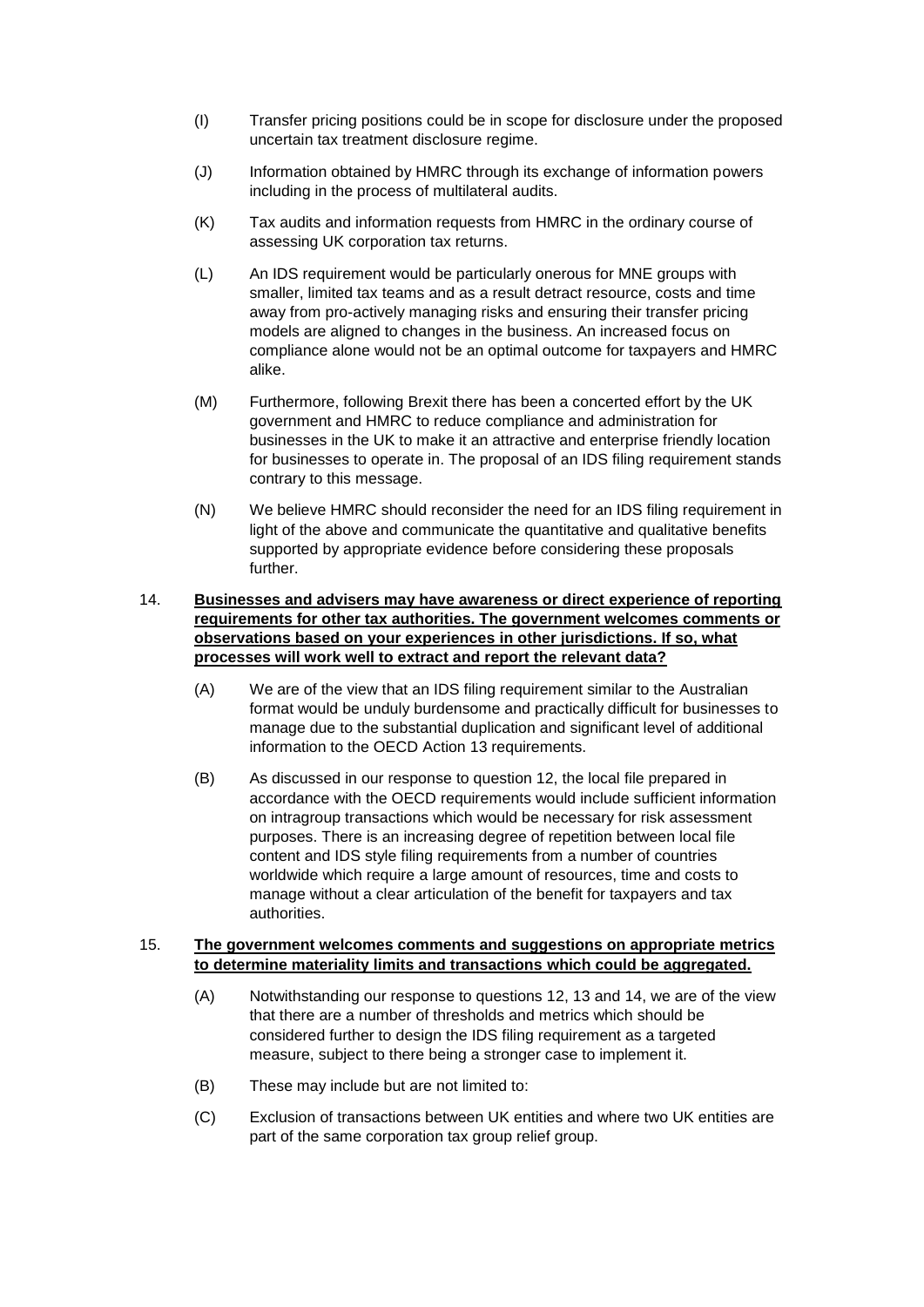(I) Transfer pricing positions could be in scope for disclosure under the proposed uncertain tax treatment disclosure regime.

(J) Information obtained by HMRC through its exchange of information powers including in the process of multilateral audits.

(K) Tax audits and information requests from HMRC in the ordinary course of assessing UK corporation tax returns.

(L) An IDS requirement would be particularly onerous for MNE groups with smaller, limited tax teams and as a result detract resource, costs and time away from pro-actively managing risks and ensuring their transfer pricing models are aligned to changes in the business. An increased focus on compliance alone would not be an optimal outcome for taxpayers and HMRC alike.

(M) Furthermore, following Brexit there has been a concerted effort by the UK government and HMRC to reduce compliance and administration for businesses in the UK to make it an attractive and enterprise friendly location for businesses to operate in. The proposal of an IDS filing requirement stands contrary to this message.

(N) We believe HMRC should reconsider the need for an IDS filing requirement in light of the above and communicate the quantitative and qualitative benefits supported by appropriate evidence before considering these proposals further.

14. **Businesses and advisers may have awareness or direct experience of reporting requirements for other tax authorities. The government welcomes comments or observations based on your experiences in other jurisdictions. If so, what processes will work well to extract and report the relevant data?**

(A) We are of the view that an IDS filing requirement similar to the Australian format would be unduly burdensome and practically difficult for businesses to manage due to the substantial duplication and significant level of additional information to the OECD Action 13 requirements.

(B) As discussed in our response to question 12, the local file prepared in accordance with the OECD requirements would include sufficient information on intragroup transactions which would be necessary for risk assessment purposes. There is an increasing degree of repetition between local file content and IDS style filing requirements from a number of countries worldwide which require a large amount of resources, time and costs to manage without a clear articulation of the benefit for taxpayers and tax authorities.

15. **The government welcomes comments and suggestions on appropriate metrics to determine materiality limits and transactions which could be aggregated.**

(A) Notwithstanding our response to questions 12, 13 and 14, we are of the view that there are a number of thresholds and metrics which should be considered further to design the IDS filing requirement as a targeted measure, subject to there being a stronger case to implement it.

(B) These may include but are not limited to:

(C) Exclusion of transactions between UK entities and where two UK entities are part of the same corporation tax group relief group.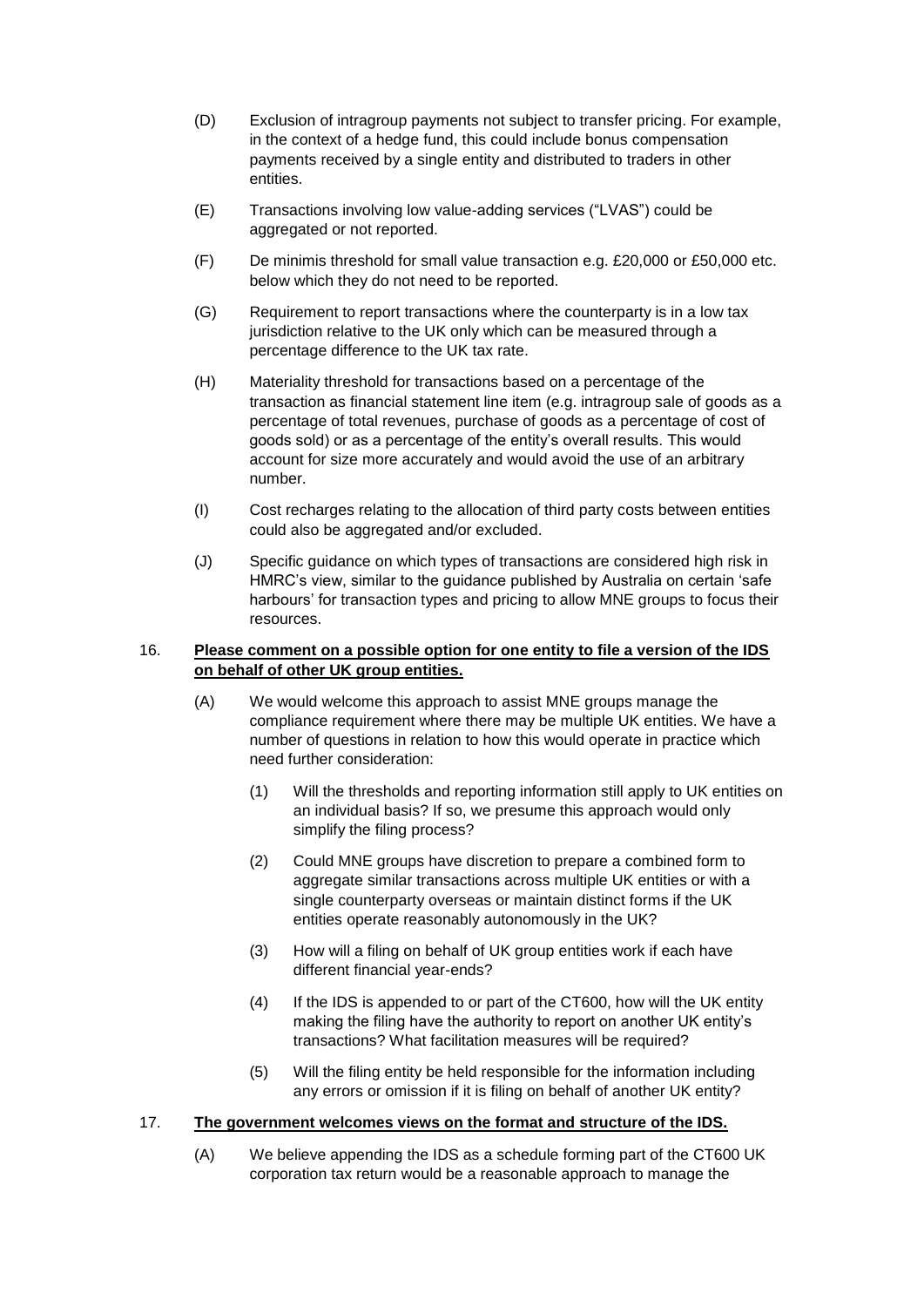(D) Exclusion of intragroup payments not subject to transfer pricing. For example, in the context of a hedge fund, this could include bonus compensation payments received by a single entity and distributed to traders in other entities.

(E) Transactions involving low value-adding services ("LVAS") could be aggregated or not reported.

(F) De minimis threshold for small value transaction e.g. £20,000 or £50,000 etc. below which they do not need to be reported.

(G) Requirement to report transactions where the counterparty is in a low tax jurisdiction relative to the UK only which can be measured through a percentage difference to the UK tax rate.

(H) Materiality threshold for transactions based on a percentage of the transaction as financial statement line item (e.g. intragroup sale of goods as a percentage of total revenues, purchase of goods as a percentage of cost of goods sold) or as a percentage of the entity's overall results. This would account for size more accurately and would avoid the use of an arbitrary number.

(I) Cost recharges relating to the allocation of third party costs between entities could also be aggregated and/or excluded.

(J) Specific guidance on which types of transactions are considered high risk in HMRC's view, similar to the guidance published by Australia on certain 'safe harbours' for transaction types and pricing to allow MNE groups to focus their resources.

16. **<u>Please comment on a possible option for one entity to file a version of the IDS on behalf of other UK group entities.</u>**

(A) We would welcome this approach to assist MNE groups manage the compliance requirement where there may be multiple UK entities. We have a number of questions in relation to how this would operate in practice which need further consideration:

(1) Will the thresholds and reporting information still apply to UK entities on an individual basis? If so, we presume this approach would only simplify the filing process?

(2) Could MNE groups have discretion to prepare a combined form to aggregate similar transactions across multiple UK entities or with a single counterparty overseas or maintain distinct forms if the UK entities operate reasonably autonomously in the UK?

(3) How will a filing on behalf of UK group entities work if each have different financial year-ends?

(4) If the IDS is appended to or part of the CT600, how will the UK entity making the filing have the authority to report on another UK entity's transactions? What facilitation measures will be required?

(5) Will the filing entity be held responsible for the information including any errors or omission if it is filing on behalf of another UK entity?

17. **<u>The government welcomes views on the format and structure of the IDS.</u>**

(A) We believe appending the IDS as a schedule forming part of the CT600 UK corporation tax return would be a reasonable approach to manage the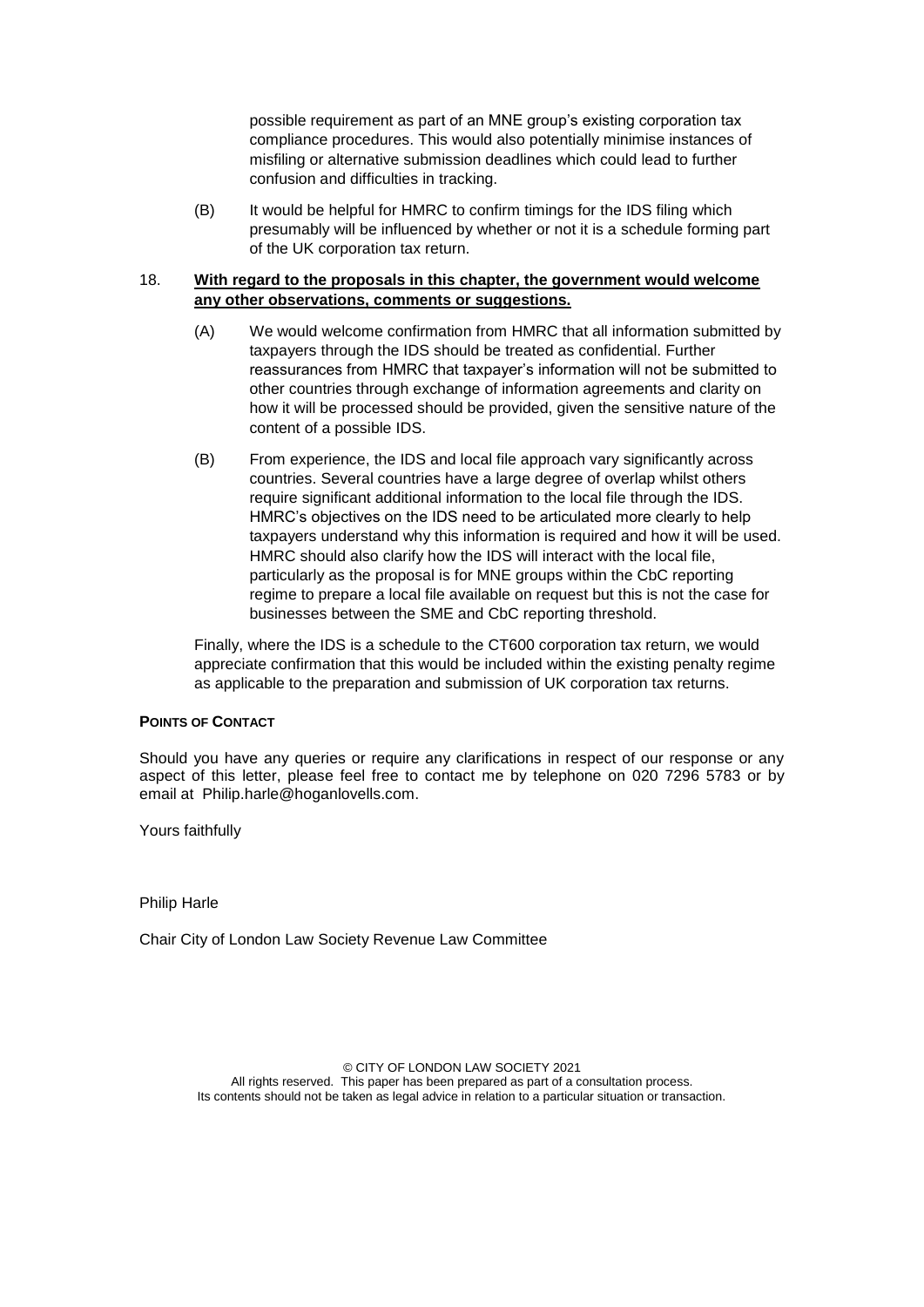possible requirement as part of an MNE group's existing corporation tax compliance procedures. This would also potentially minimise instances of misfiling or alternative submission deadlines which could lead to further confusion and difficulties in tracking.

(B) It would be helpful for HMRC to confirm timings for the IDS filing which presumably will be influenced by whether or not it is a schedule forming part of the UK corporation tax return.

18. **With regard to the proposals in this chapter, the government would welcome any other observations, comments or suggestions.**

(A) We would welcome confirmation from HMRC that all information submitted by taxpayers through the IDS should be treated as confidential. Further reassurances from HMRC that taxpayer's information will not be submitted to other countries through exchange of information agreements and clarity on how it will be processed should be provided, given the sensitive nature of the content of a possible IDS.

(B) From experience, the IDS and local file approach vary significantly across countries. Several countries have a large degree of overlap whilst others require significant additional information to the local file through the IDS. HMRC's objectives on the IDS need to be articulated more clearly to help taxpayers understand why this information is required and how it will be used. HMRC should also clarify how the IDS will interact with the local file, particularly as the proposal is for MNE groups within the CbC reporting regime to prepare a local file available on request but this is not the case for businesses between the SME and CbC reporting threshold.

Finally, where the IDS is a schedule to the CT600 corporation tax return, we would appreciate confirmation that this would be included within the existing penalty regime as applicable to the preparation and submission of UK corporation tax returns.

**POINTS OF CONTACT**

Should you have any queries or require any clarifications in respect of our response or any aspect of this letter, please feel free to contact me by telephone on 020 7296 5783 or by email at Philip.harle@hoganlovells.com.

Yours faithfully

Philip Harle

Chair City of London Law Society Revenue Law Committee

© CITY OF LONDON LAW SOCIETY 2021
All rights reserved. This paper has been prepared as part of a consultation process.
Its contents should not be taken as legal advice in relation to a particular situation or transaction.